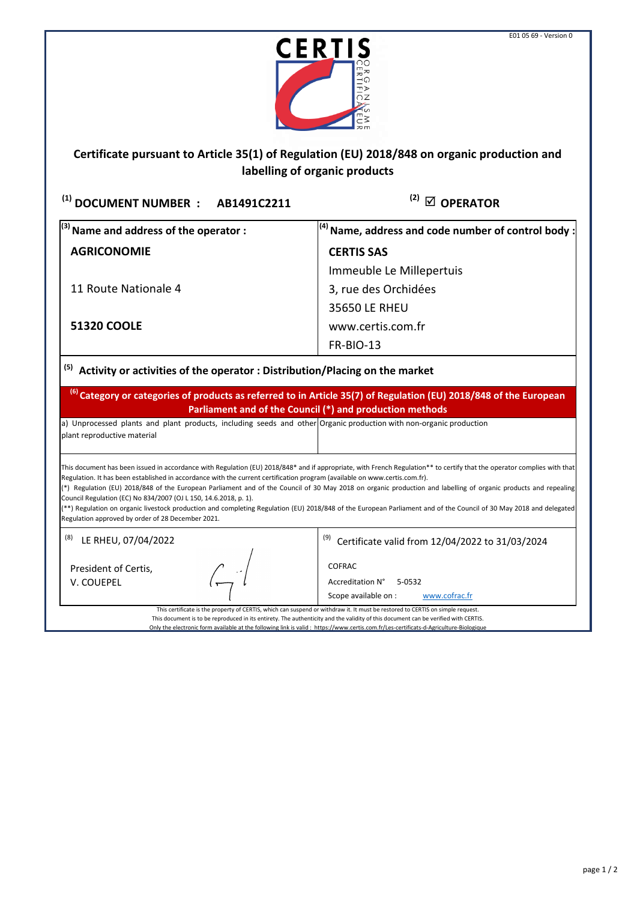E01 05 69 - Version 0

CERTIS ORGANISME CERTIFICATEUR

## Certificate pursuant to Article 35(1) of Regulation (EU) 2018/848 on organic production and labelling of organic products

**(1) DOCUMENT NUMBER : AB1491C2211**

**(2) ☑ OPERATOR**

| (3) Name and address of the operator : | (4) Name, address and code number of control body : |
|---|---|
| **AGRICONOMIE** | **CERTIS SAS** |
| | Immeuble Le Millepertuis |
| 11 Route Nationale 4 | 3, rue des Orchidées |
| | 35650 LE RHEU |
| **51320 COOLE** | www.certis.com.fr |
| | FR-BIO-13 |

**(5) Activity or activities of the operator : Distribution/Placing on the market**

**(6) Category or categories of products as referred to in Article 35(7) of Regulation (EU) 2018/848 of the European Parliament and of the Council (\*) and production methods**

| Category | Production method |
|---|---|
| a) Unprocessed plants and plant products, including seeds and other plant reproductive material | Organic production with non-organic production |

This document has been issued in accordance with Regulation (EU) 2018/848* and if appropriate, with French Regulation** to certify that the operator complies with that Regulation. It has been established in accordance with the current certification program (available on www.certis.com.fr).
(*) Regulation (EU) 2018/848 of the European Parliament and of the Council of 30 May 2018 on organic production and labelling of organic products and repealing Council Regulation (EC) No 834/2007 (OJ L 150, 14.6.2018, p. 1).
(**) Regulation on organic livestock production and completing Regulation (EU) 2018/848 of the European Parliament and of the Council of 30 May 2018 and delegated Regulation approved by order of 28 December 2021.

| (8) LE RHEU, 07/04/2022 | (9) Certificate valid from 12/04/2022 to 31/03/2024 |
|---|---|
| President of Certis, V. COUEPEL | COFRAC<br>Accreditation N° 5-0532<br>Scope available on : www.cofrac.fr |

This certificate is the property of CERTIS, which can suspend or withdraw it. It must be restored to CERTIS on simple request.
This document is to be reproduced in its entirety. The authenticity and the validity of this document can be verified with CERTIS.
Only the electronic form available at the following link is valid : https://www.certis.com.fr/Les-certificats-d-Agriculture-Biologique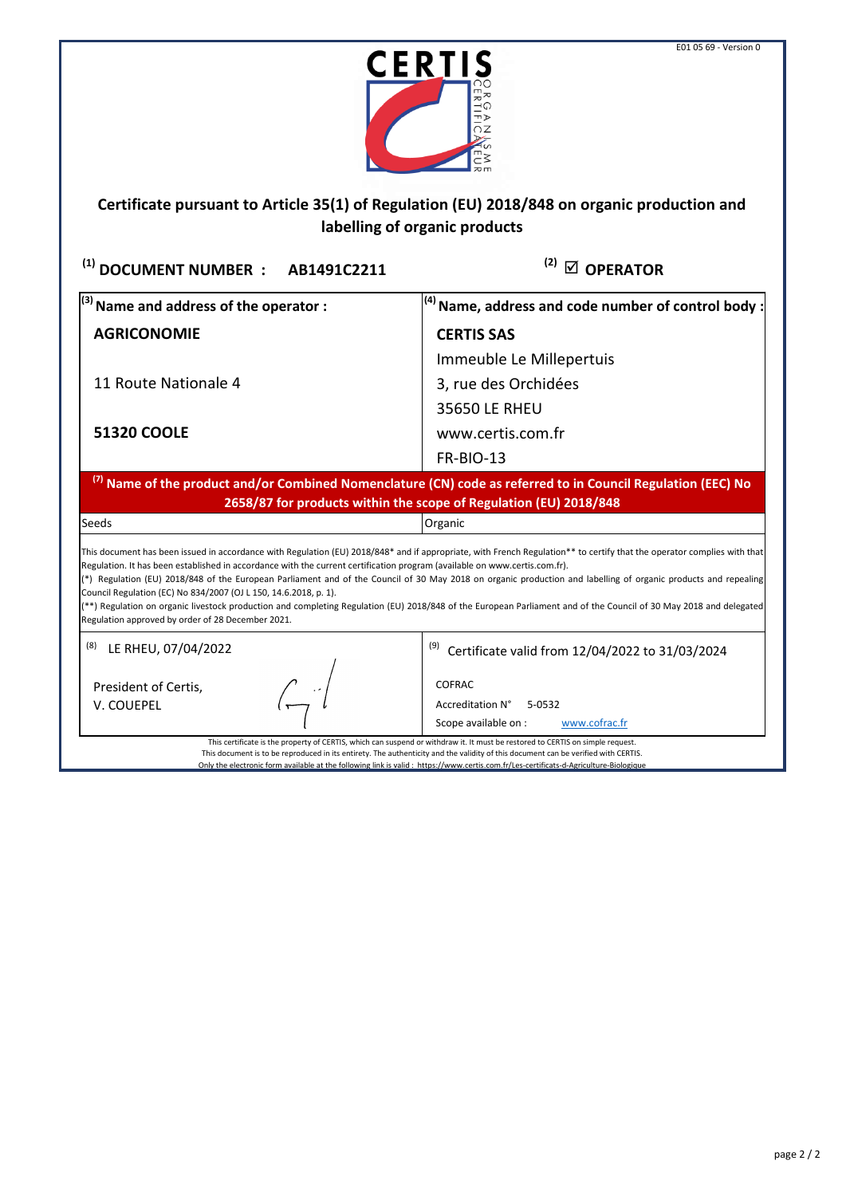E01 05 69 - Version 0

CERTIS ORGANISME CERTIFICATEUR

## Certificate pursuant to Article 35(1) of Regulation (EU) 2018/848 on organic production and labelling of organic products

**[1] DOCUMENT NUMBER : AB1491C2211**

**[2] ☑ OPERATOR**

| [3] Name and address of the operator : | [4] Name, address and code number of control body : |
|---|---|
| **AGRICONOMIE** | **CERTIS SAS** |
| | Immeuble Le Millepertuis |
| 11 Route Nationale 4 | 3, rue des Orchidées |
| | 35650 LE RHEU |
| **51320 COOLE** | www.certis.com.fr |
| | FR-BIO-13 |

**[7] Name of the product and/or Combined Nomenclature (CN) code as referred to in Council Regulation (EEC) No 2658/87 for products within the scope of Regulation (EU) 2018/848**

| | |
|---|---|
| Seeds | Organic |

This document has been issued in accordance with Regulation (EU) 2018/848* and if appropriate, with French Regulation** to certify that the operator complies with that Regulation. It has been established in accordance with the current certification program (available on www.certis.com.fr).
(*) Regulation (EU) 2018/848 of the European Parliament and of the Council of 30 May 2018 on organic production and labelling of organic products and repealing Council Regulation (EC) No 834/2007 (OJ L 150, 14.6.2018, p. 1).
(**) Regulation on organic livestock production and completing Regulation (EU) 2018/848 of the European Parliament and of the Council of 30 May 2018 and delegated Regulation approved by order of 28 December 2021.

| | |
|---|---|
| [8] LE RHEU, 07/04/2022 | [9] Certificate valid from 12/04/2022 to 31/03/2024 |
| President of Certis, V. COUEPEL | COFRAC<br>Accreditation N° 5-0532<br>Scope available on : www.cofrac.fr |

This certificate is the property of CERTIS, which can suspend or withdraw it. It must be restored to CERTIS on simple request.
This document is to be reproduced in its entirety. The authenticity and the validity of this document can be verified with CERTIS.
Only the electronic form available at the following link is valid : https://www.certis.com.fr/Les-certificats-d-Agriculture-Biologique